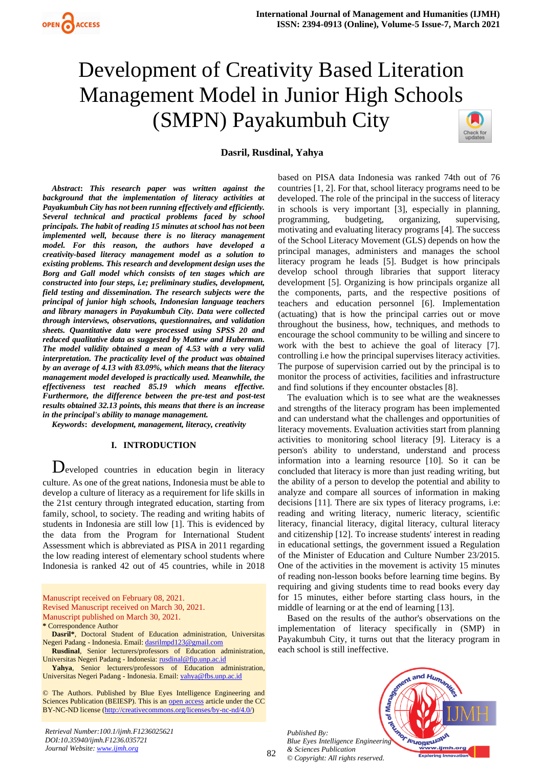# Development of Creativity Based Literation Management Model in Junior High Schools (SMPN) Payakumbuh City

**Dasril, Rusdinal, Yahya**

***Abstract*:** ***This research paper was written against the background that the implementation of literacy activities at Payakumbuh City has not been running effectively and efficiently. Several technical and practical problems faced by school principals. The habit of reading 15 minutes at school has not been implemented well, because there is no literacy management model. For this reason, the authors have developed a creativity-based literacy management model as a solution to existing problems. This research and development design uses the Borg and Gall model which consists of ten stages which are constructed into four steps, i.e; preliminary studies, development, field testing and dissemination. The research subjects were the principal of junior high schools, Indonesian language teachers and library managers in Payakumbuh City. Data were collected through interviews, observations, questionnaires, and validation sheets. Quantitative data were processed using SPSS 20 and reduced qualitative data as suggested by Mattew and Huberman. The model validity obtained a mean of 4.53 with a very valid interpretation. The practicality level of the product was obtained by an average of 4.13 with 83.09%, which means that the literacy management model developed is practically used. Meanwhile, the effectiveness test reached 85.19 which means effective. Furthermore, the difference between the pre-test and post-test results obtained 32.13 points, this means that there is an increase in the principal's ability to manage management.***

***Keywords*:** ***development, management, literacy, creativity***

## I. INTRODUCTION

Developed countries in education begin in literacy culture. As one of the great nations, Indonesia must be able to develop a culture of literacy as a requirement for life skills in the 21st century through integrated education, starting from family, school, to society. The reading and writing habits of students in Indonesia are still low [1]. This is evidenced by the data from the Program for International Student Assessment which is abbreviated as PISA in 2011 regarding the low reading interest of elementary school students where Indonesia is ranked 42 out of 45 countries, while in 2018 based on PISA data Indonesia was ranked 74th out of 76 countries [1, 2]. For that, school literacy programs need to be developed. The role of the principal in the success of literacy in schools is very important [3], especially in planning, programming, budgeting, organizing, supervising, motivating and evaluating literacy programs [4]. The success of the School Literacy Movement (GLS) depends on how the principal manages, administers and manages the school literacy program he leads [5]. Budget is how principals develop school through libraries that support literacy development [5]. Organizing is how principals organize all the components, parts, and the respective positions of teachers and education personnel [6]. Implementation (actuating) that is how the principal carries out or move throughout the business, how, techniques, and methods to encourage the school community to be willing and sincere to work with the best to achieve the goal of literacy [7]. controlling i.e how the principal supervises literacy activities. The purpose of supervision carried out by the principal is to monitor the process of activities, facilities and infrastructure and find solutions if they encounter obstacles [8].

The evaluation which is to see what are the weaknesses and strengths of the literacy program has been implemented and can understand what the challenges and opportunities of literacy movements. Evaluation activities start from planning activities to monitoring school literacy [9]. Literacy is a person's ability to understand, understand and process information into a learning resource [10]. So it can be concluded that literacy is more than just reading writing, but the ability of a person to develop the potential and ability to analyze and compare all sources of information in making decisions [11]. There are six types of literacy programs, i.e: reading and writing literacy, numeric literacy, scientific literacy, financial literacy, digital literacy, cultural literacy and citizenship [12]. To increase students' interest in reading in educational settings, the government issued a Regulation of the Minister of Education and Culture Number 23/2015. One of the activities in the movement is activity 15 minutes of reading non-lesson books before learning time begins. By requiring and giving students time to read books every day for 15 minutes, either before starting class hours, in the middle of learning or at the end of learning [13].

Based on the results of the author's observations on the implementation of literacy specifically in (SMP) in Payakumbuh City, it turns out that the literacy program in each school is still ineffective.

Manuscript received on February 08, 2021.
Revised Manuscript received on March 30, 2021.
Manuscript published on March 30, 2021.
\* Correspondence Author

**Dasril\***, Doctoral Student of Education administration, Universitas Negeri Padang - Indonesia. Email: dasrilmpd123@gmail.com

**Rusdinal**, Senior lecturers/professors of Education administration, Universitas Negeri Padang - Indonesia. Email: rusdinal@fip.unp.ac.id

**Yahya**, Senior lecturers/professors of Education administration, Universitas Negeri Padang - Indonesia. Email: yahya@fbs.unp.ac.id

© The Authors. Published by Blue Eyes Intelligence Engineering and Sciences Publication (BEIESP). This is an open access article under the CC BY-NC-ND license (http://creativecommons.org/licenses/by-nc-nd/4.0/)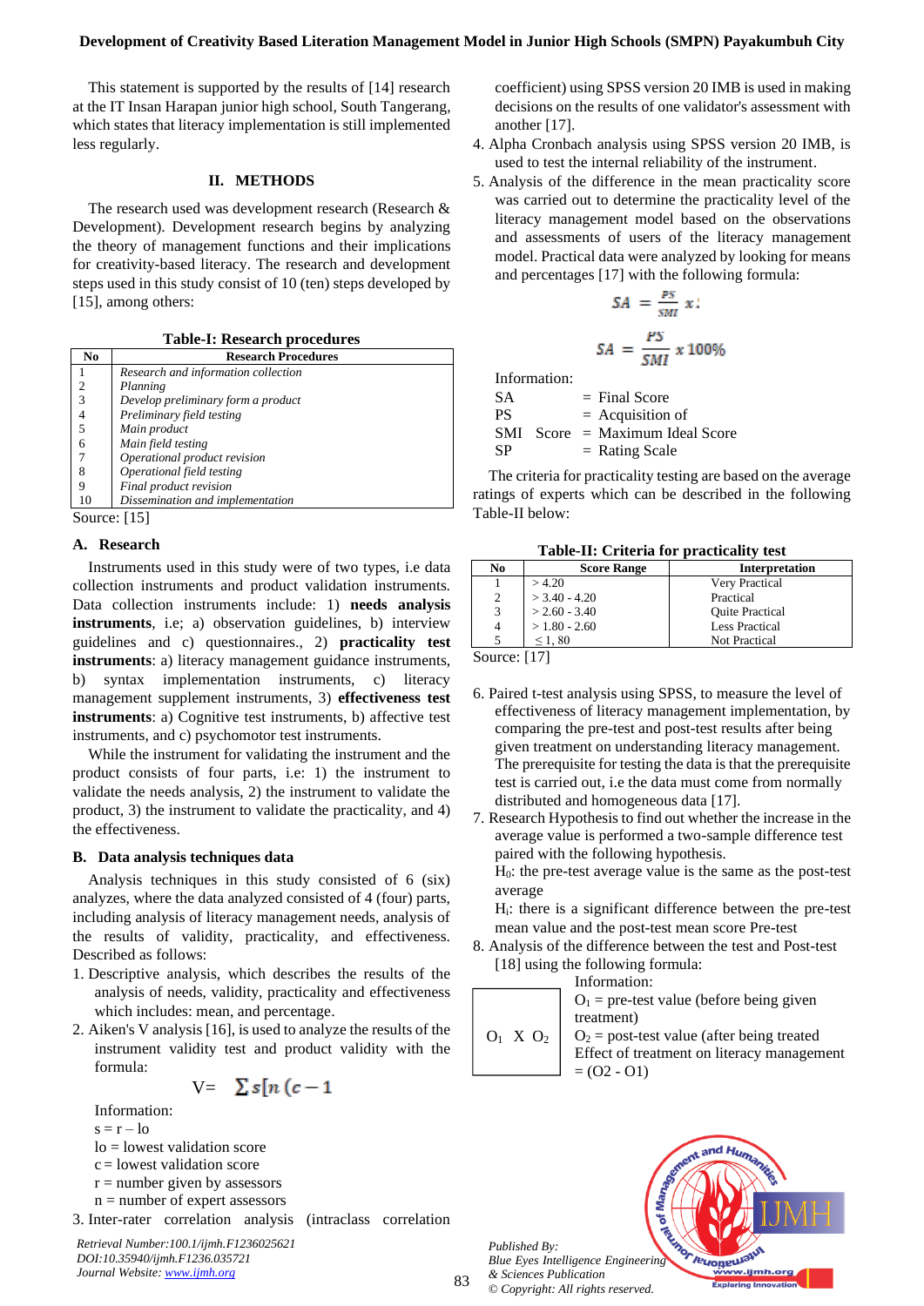This statement is supported by the results of [14] research at the IT Insan Harapan junior high school, South Tangerang, which states that literacy implementation is still implemented less regularly.

## II. METHODS

The research used was development research (Research & Development). Development research begins by analyzing the theory of management functions and their implications for creativity-based literacy. The research and development steps used in this study consist of 10 (ten) steps developed by [15], among others:

**Table-I: Research procedures**

| No | Research Procedures |
|---|---|
| 1 | *Research and information collection* |
| 2 | *Planning* |
| 3 | *Develop preliminary form a product* |
| 4 | *Preliminary field testing* |
| 5 | *Main product* |
| 6 | *Main field testing* |
| 7 | *Operational product revision* |
| 8 | *Operational field testing* |
| 9 | *Final product revision* |
| 10 | *Dissemination and implementation* |

Source: [15]

### A. Research

Instruments used in this study were of two types, i.e data collection instruments and product validation instruments. Data collection instruments include: 1) **needs analysis instruments**, i.e; a) observation guidelines, b) interview guidelines and c) questionnaires., 2) **practicality test instruments**: a) literacy management guidance instruments, b) syntax implementation instruments, c) literacy management supplement instruments, 3) **effectiveness test instruments**: a) Cognitive test instruments, b) affective test instruments, and c) psychomotor test instruments.

While the instrument for validating the instrument and the product consists of four parts, i.e: 1) the instrument to validate the needs analysis, 2) the instrument to validate the product, 3) the instrument to validate the practicality, and 4) the effectiveness.

### B. Data analysis techniques data

Analysis techniques in this study consisted of 6 (six) analyzes, where the data analyzed consisted of 4 (four) parts, including analysis of literacy management needs, analysis of the results of validity, practicality, and effectiveness. Described as follows:

1. Descriptive analysis, which describes the results of the analysis of needs, validity, practicality and effectiveness which includes: mean, and percentage.
2. Aiken's V analysis [16], is used to analyze the results of the instrument validity test and product validity with the formula:

   $$V = \sum s[n(c-1$$

   Information:
   s = r – lo
   lo = lowest validation score
   c = lowest validation score
   r = number given by assessors
   n = number of expert assessors
3. Inter-rater correlation analysis (intraclass correlation coefficient) using SPSS version 20 IMB is used in making decisions on the results of one validator's assessment with another [17].
4. Alpha Cronbach analysis using SPSS version 20 IMB, is used to test the internal reliability of the instrument.
5. Analysis of the difference in the mean practicality score was carried out to determine the practicality level of the literacy management model based on the observations and assessments of users of the literacy management model. Practical data were analyzed by looking for means and percentages [17] with the following formula:

   $$SA = \frac{PS}{SMI} x$$

   $$SA = \frac{PS}{SMI} x\, 100\%$$

   Information:
   SA = Final Score
   PS = Acquisition of
   SMI Score = Maximum Ideal Score
   SP = Rating Scale

   The criteria for practicality testing are based on the average ratings of experts which can be described in the following Table-II below:

   **Table-II: Criteria for practicality test**

   | No | Score Range | Interpretation |
   |---|---|---|
   | 1 | > 4.20 | Very Practical |
   | 2 | > 3.40 - 4.20 | Practical |
   | 3 | > 2.60 - 3.40 | Quite Practical |
   | 4 | > 1.80 - 2.60 | Less Practical |
   | 5 | ≤ 1, 80 | Not Practical |

   Source: [17]
6. Paired t-test analysis using SPSS, to measure the level of effectiveness of literacy management implementation, by comparing the pre-test and post-test results after being given treatment on understanding literacy management. The prerequisite for testing the data is that the prerequisite test is carried out, i.e the data must come from normally distributed and homogeneous data [17].
7. Research Hypothesis to find out whether the increase in the average value is performed a two-sample difference test paired with the following hypothesis.
   $H_0$: the pre-test average value is the same as the post-test average
   $H_i$: there is a significant difference between the pre-test mean value and the post-test mean score Pre-test
8. Analysis of the difference between the test and Post-test [18] using the following formula:

   | $O_1$ X $O_2$ |
   |---|

   Information:
   $O_1$ = pre-test value (before being given treatment)
   $O_2$ = post-test value (after being treated
   Effect of treatment on literacy management = (O2 - O1)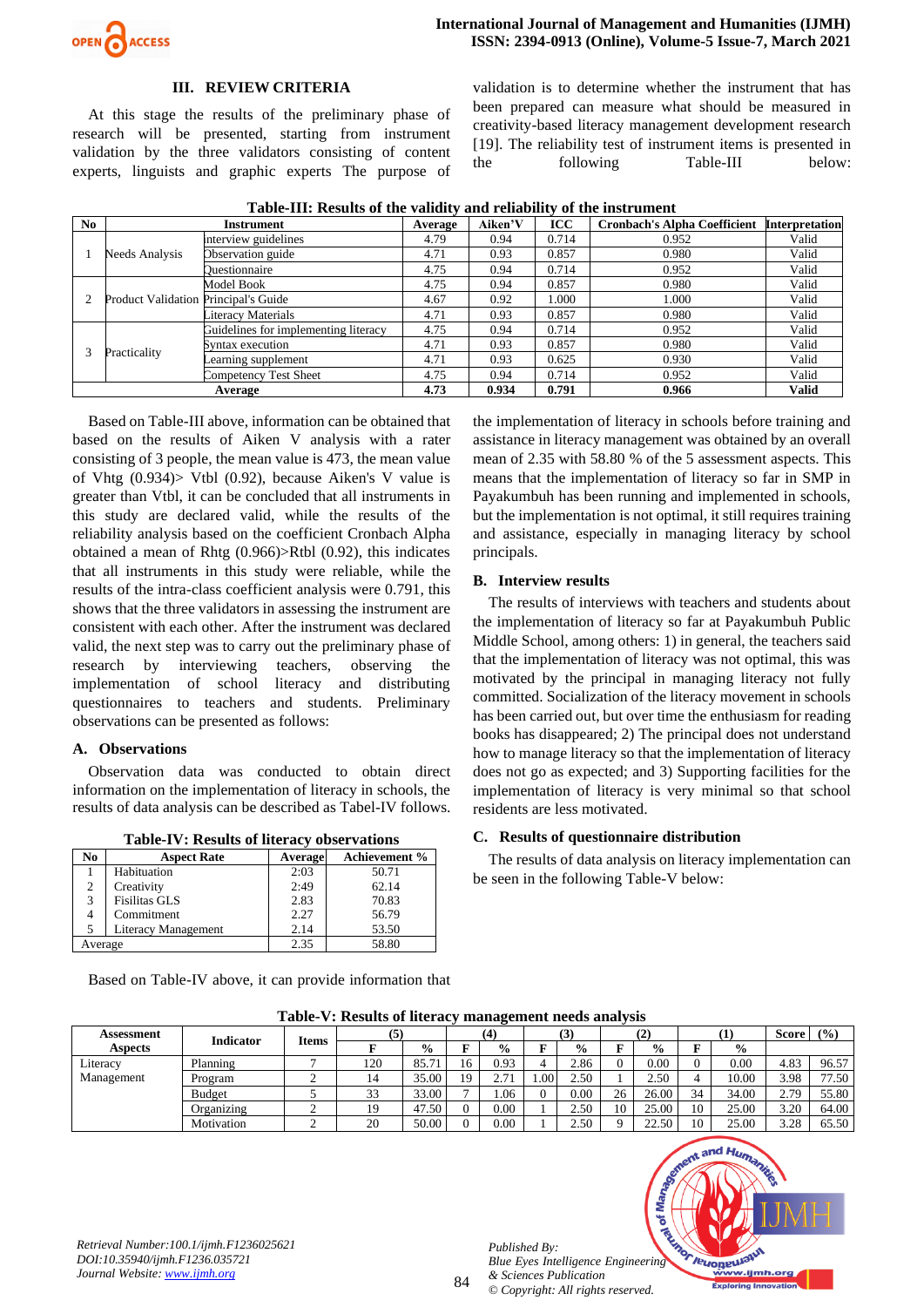## III. REVIEW CRITERIA

At this stage the results of the preliminary phase of research will be presented, starting from instrument validation by the three validators consisting of content experts, linguists and graphic experts The purpose of validation is to determine whether the instrument that has been prepared can measure what should be measured in creativity-based literacy management development research [19]. The reliability test of instrument items is presented in the following Table-III below:

**Table-III: Results of the validity and reliability of the instrument**

| No | Instrument | | Average | Aiken'V | ICC | Cronbach's Alpha Coefficient | Interpretation |
|---|---|---|---|---|---|---|---|
| 1 | Needs Analysis | interview guidelines | 4.79 | 0.94 | 0.714 | 0.952 | Valid |
| | | Observation guide | 4.71 | 0.93 | 0.857 | 0.980 | Valid |
| | | Questionnaire | 4.75 | 0.94 | 0.714 | 0.952 | Valid |
| 2 | Product Validation | Model Book | 4.75 | 0.94 | 0.857 | 0.980 | Valid |
| | | Principal's Guide | 4.67 | 0.92 | 1.000 | 1.000 | Valid |
| | | Literacy Materials | 4.71 | 0.93 | 0.857 | 0.980 | Valid |
| 3 | Practicality | Guidelines for implementing literacy | 4.75 | 0.94 | 0.714 | 0.952 | Valid |
| | | Syntax execution | 4.71 | 0.93 | 0.857 | 0.980 | Valid |
| | | Learning supplement | 4.71 | 0.93 | 0.625 | 0.930 | Valid |
| | | Competency Test Sheet | 4.75 | 0.94 | 0.714 | 0.952 | Valid |
| **Average** | | | **4.73** | **0.934** | **0.791** | **0.966** | **Valid** |

Based on Table-III above, information can be obtained that based on the results of Aiken V analysis with a rater consisting of 3 people, the mean value is 473, the mean value of Vhtg (0.934)> Vtbl (0.92), because Aiken's V value is greater than Vtbl, it can be concluded that all instruments in this study are declared valid, while the results of the reliability analysis based on the coefficient Cronbach Alpha obtained a mean of Rhtg (0.966)>Rtbl (0.92), this indicates that all instruments in this study were reliable, while the results of the intra-class coefficient analysis were 0.791, this shows that the three validators in assessing the instrument are consistent with each other. After the instrument was declared valid, the next step was to carry out the preliminary phase of research by interviewing teachers, observing the implementation of school literacy and distributing questionnaires to teachers and students. Preliminary observations can be presented as follows:

### A. Observations

Observation data was conducted to obtain direct information on the implementation of literacy in schools, the results of data analysis can be described as Tabel-IV follows.

**Table-IV: Results of literacy observations**

| No | Aspect Rate | Average | Achievement % |
|---|---|---|---|
| 1 | Habituation | 2:03 | 50.71 |
| 2 | Creativity | 2:49 | 62.14 |
| 3 | Fisilitas GLS | 2.83 | 70.83 |
| 4 | Commitment | 2.27 | 56.79 |
| 5 | Literacy Management | 2.14 | 53.50 |
| Average | | 2.35 | 58.80 |

Based on Table-IV above, it can provide information that the implementation of literacy in schools before training and assistance in literacy management was obtained by an overall mean of 2.35 with 58.80 % of the 5 assessment aspects. This means that the implementation of literacy so far in SMP in Payakumbuh has been running and implemented in schools, but the implementation is not optimal, it still requires training and assistance, especially in managing literacy by school principals.

### B. Interview results

The results of interviews with teachers and students about the implementation of literacy so far at Payakumbuh Public Middle School, among others: 1) in general, the teachers said that the implementation of literacy was not optimal, this was motivated by the principal in managing literacy not fully committed. Socialization of the literacy movement in schools has been carried out, but over time the enthusiasm for reading books has disappeared; 2) The principal does not understand how to manage literacy so that the implementation of literacy does not go as expected; and 3) Supporting facilities for the implementation of literacy is very minimal so that school residents are less motivated.

### C. Results of questionnaire distribution

The results of data analysis on literacy implementation can be seen in the following Table-V below:

**Table-V: Results of literacy management needs analysis**

| Assessment Aspects | Indicator | Items | (5) | | (4) | | (3) | | (2) | | (1) | | Score | (%) |
|---|---|---|---|---|---|---|---|---|---|---|---|---|---|---|
| | | | F | % | F | % | F | % | F | % | F | % | | |
| Literacy Management | Planning | 7 | 120 | 85.71 | 16 | 0.93 | 4 | 2.86 | 0 | 0.00 | 0 | 0.00 | 4.83 | 96.57 |
| | Program | 2 | 14 | 35.00 | 19 | 2.71 | 1.00 | 2.50 | 1 | 2.50 | 4 | 10.00 | 3.98 | 77.50 |
| | Budget | 5 | 33 | 33.00 | 7 | 1.06 | 0 | 0.00 | 26 | 26.00 | 34 | 34.00 | 2.79 | 55.80 |
| | Organizing | 2 | 19 | 47.50 | 0 | 0.00 | 1 | 2.50 | 10 | 25.00 | 10 | 25.00 | 3.20 | 64.00 |
| | Motivation | 2 | 20 | 50.00 | 0 | 0.00 | 1 | 2.50 | 9 | 22.50 | 10 | 25.00 | 3.28 | 65.50 |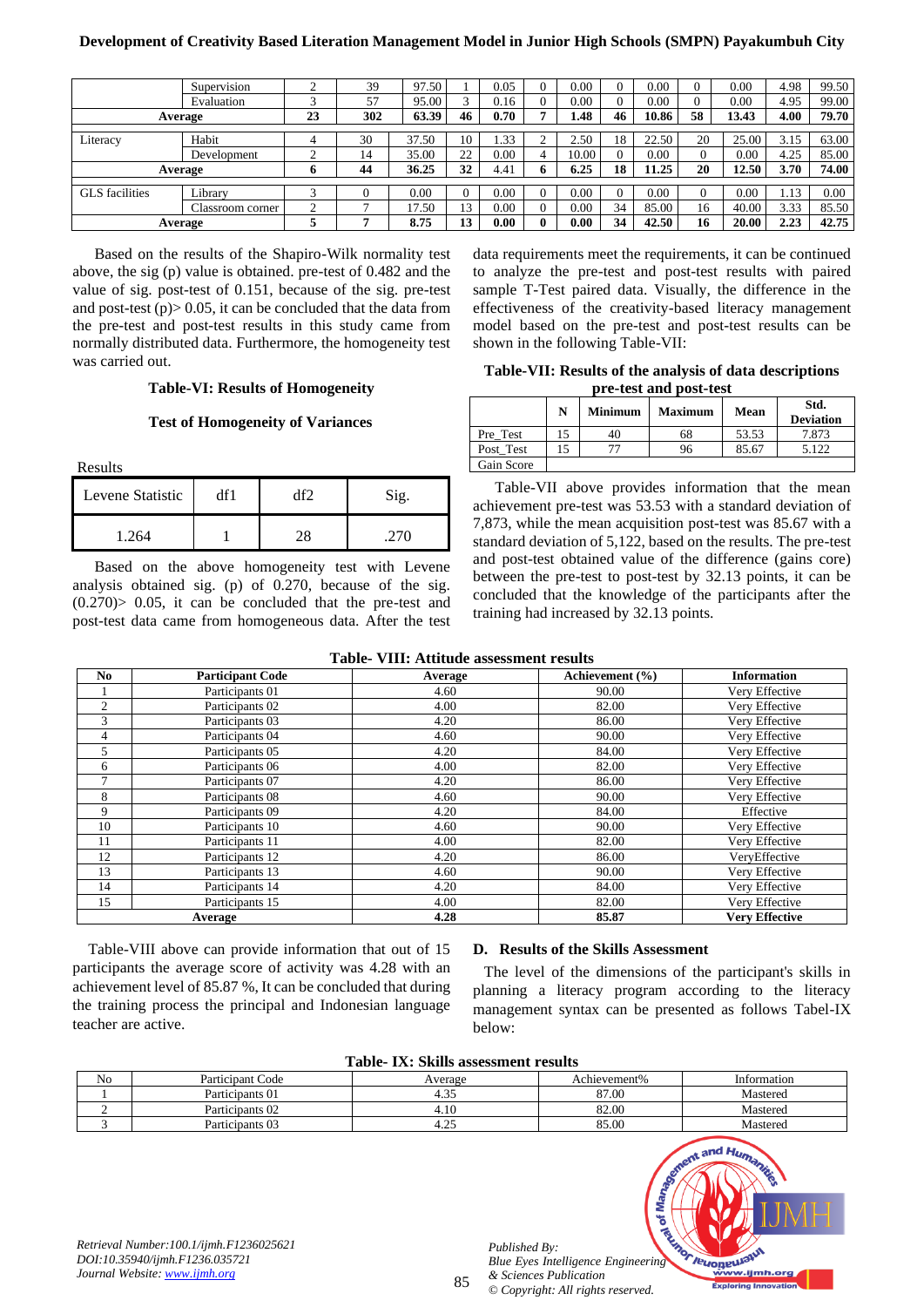| | Supervision | 2 | 39 | 97.50 | 1 | 0.05 | 0 | 0.00 | 0 | 0.00 | 0 | 0.00 | 4.98 | 99.50 |
|---|---|---|---|---|---|---|---|---|---|---|---|---|---|---|
| | Evaluation | 3 | 57 | 95.00 | 3 | 0.16 | 0 | 0.00 | 0 | 0.00 | 0 | 0.00 | 4.95 | 99.00 |
| **Average** | | **23** | **302** | **63.39** | **46** | **0.70** | **7** | **1.48** | **46** | **10.86** | **58** | **13.43** | **4.00** | **79.70** |
| Literacy | Habit | 4 | 30 | 37.50 | 10 | 1.33 | 2 | 2.50 | 18 | 22.50 | 20 | 25.00 | 3.15 | 63.00 |
| | Development | 2 | 14 | 35.00 | 22 | 0.00 | 4 | 10.00 | 0 | 0.00 | 0 | 0.00 | 4.25 | 85.00 |
| **Average** | | **6** | **44** | **36.25** | **32** | **4.41** | **6** | **6.25** | **18** | **11.25** | **20** | **12.50** | **3.70** | **74.00** |
| GLS facilities | Library | 3 | 0 | 0.00 | 0 | 0.00 | 0 | 0.00 | 0 | 0.00 | 0 | 0.00 | 1.13 | 0.00 |
| | Classroom corner | 2 | 7 | 17.50 | 13 | 0.00 | 0 | 0.00 | 34 | 85.00 | 16 | 40.00 | 3.33 | 85.50 |
| **Average** | | **5** | **7** | **8.75** | **13** | **0.00** | **0** | **0.00** | **34** | **42.50** | **16** | **20.00** | **2.23** | **42.75** |

Based on the results of the Shapiro-Wilk normality test above, the sig (p) value is obtained. pre-test of 0.482 and the value of sig. post-test of 0.151, because of the sig. pre-test and post-test (p)> 0.05, it can be concluded that the data from the pre-test and post-test results in this study came from normally distributed data. Furthermore, the homogeneity test was carried out.

**Table-VI: Results of Homogeneity**

**Test of Homogeneity of Variances**

Results

| Levene Statistic | df1 | df2 | Sig. |
|---|---|---|---|
| 1.264 | 1 | 28 | .270 |

Based on the above homogeneity test with Levene analysis obtained sig. (p) of 0.270, because of the sig. (0.270)> 0.05, it can be concluded that the pre-test and post-test data came from homogeneous data. After the test data requirements meet the requirements, it can be continued to analyze the pre-test and post-test results with paired sample T-Test paired data. Visually, the difference in the effectiveness of the creativity-based literacy management model based on the pre-test and post-test results can be shown in the following Table-VII:

**Table-VII: Results of the analysis of data descriptions pre-test and post-test**

| | N | Minimum | Maximum | Mean | Std. Deviation |
|---|---|---|---|---|---|
| Pre_Test | 15 | 40 | 68 | 53.53 | 7.873 |
| Post_Test | 15 | 77 | 96 | 85.67 | 5.122 |
| Gain Score | | | | | |

Table-VII above provides information that the mean achievement pre-test was 53.53 with a standard deviation of 7,873, while the mean acquisition post-test was 85.67 with a standard deviation of 5,122, based on the results. The pre-test and post-test obtained value of the difference (gains core) between the pre-test to post-test by 32.13 points, it can be concluded that the knowledge of the participants after the training had increased by 32.13 points.

**Table- VIII: Attitude assessment results**

| No | Participant Code | Average | Achievement (%) | Information |
|---|---|---|---|---|
| 1 | Participants 01 | 4.60 | 90.00 | Very Effective |
| 2 | Participants 02 | 4.00 | 82.00 | Very Effective |
| 3 | Participants 03 | 4.20 | 86.00 | Very Effective |
| 4 | Participants 04 | 4.60 | 90.00 | Very Effective |
| 5 | Participants 05 | 4.20 | 84.00 | Very Effective |
| 6 | Participants 06 | 4.00 | 82.00 | Very Effective |
| 7 | Participants 07 | 4.20 | 86.00 | Very Effective |
| 8 | Participants 08 | 4.60 | 90.00 | Very Effective |
| 9 | Participants 09 | 4.20 | 84.00 | Effective |
| 10 | Participants 10 | 4.60 | 90.00 | Very Effective |
| 11 | Participants 11 | 4.00 | 82.00 | Very Effective |
| 12 | Participants 12 | 4.20 | 86.00 | VeryEffective |
| 13 | Participants 13 | 4.60 | 90.00 | Very Effective |
| 14 | Participants 14 | 4.20 | 84.00 | Very Effective |
| 15 | Participants 15 | 4.00 | 82.00 | Very Effective |
| **Average** | | **4.28** | **85.87** | **Very Effective** |

Table-VIII above can provide information that out of 15 participants the average score of activity was 4.28 with an achievement level of 85.87 %, It can be concluded that during the training process the principal and Indonesian language teacher are active.

### D. Results of the Skills Assessment

The level of the dimensions of the participant's skills in planning a literacy program according to the literacy management syntax can be presented as follows Tabel-IX below:

**Table- IX: Skills assessment results**

| No | Participant Code | Average | Achievement% | Information |
|---|---|---|---|---|
| 1 | Participants 01 | 4.35 | 87.00 | Mastered |
| 2 | Participants 02 | 4.10 | 82.00 | Mastered |
| 3 | Participants 03 | 4.25 | 85.00 | Mastered |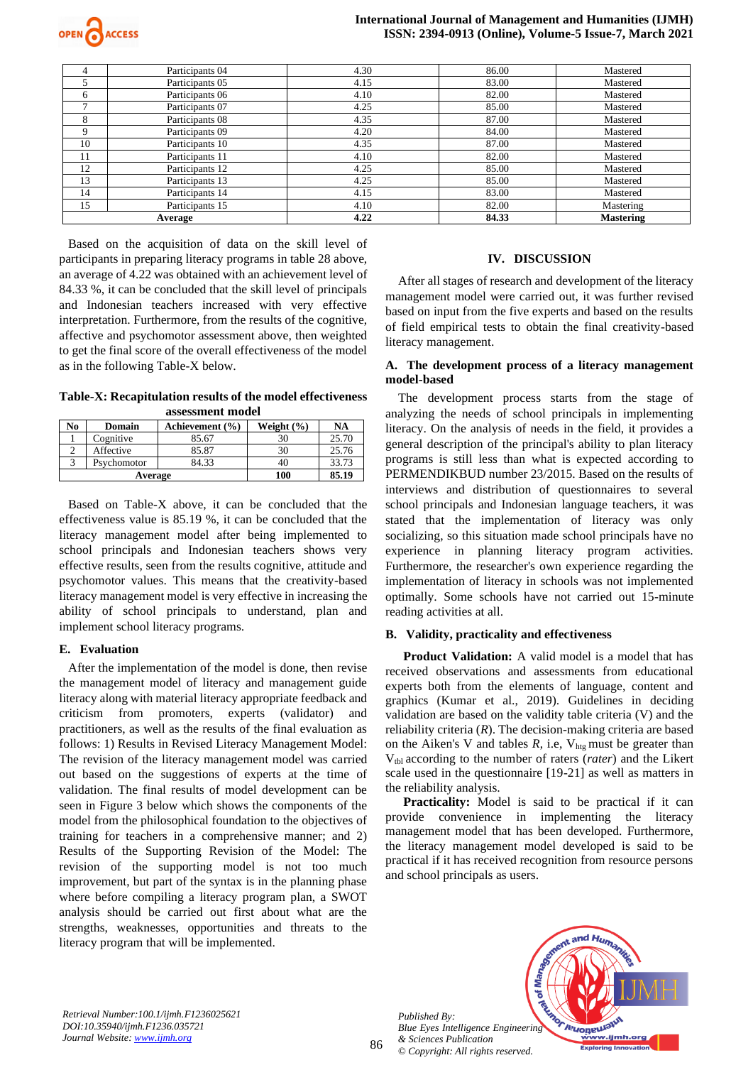| 4 | Participants 04 | 4.30 | 86.00 | Mastered |
|---|---|---|---|---|
| 5 | Participants 05 | 4.15 | 83.00 | Mastered |
| 6 | Participants 06 | 4.10 | 82.00 | Mastered |
| 7 | Participants 07 | 4.25 | 85.00 | Mastered |
| 8 | Participants 08 | 4.35 | 87.00 | Mastered |
| 9 | Participants 09 | 4.20 | 84.00 | Mastered |
| 10 | Participants 10 | 4.35 | 87.00 | Mastered |
| 11 | Participants 11 | 4.10 | 82.00 | Mastered |
| 12 | Participants 12 | 4.25 | 85.00 | Mastered |
| 13 | Participants 13 | 4.25 | 85.00 | Mastered |
| 14 | Participants 14 | 4.15 | 83.00 | Mastered |
| 15 | Participants 15 | 4.10 | 82.00 | Mastering |
| **Average** | | **4.22** | **84.33** | **Mastering** |

Based on the acquisition of data on the skill level of participants in preparing literacy programs in table 28 above, an average of 4.22 was obtained with an achievement level of 84.33 %, it can be concluded that the skill level of principals and Indonesian teachers increased with very effective interpretation. Furthermore, from the results of the cognitive, affective and psychomotor assessment above, then weighted to get the final score of the overall effectiveness of the model as in the following Table-X below.

**Table-X: Recapitulation results of the model effectiveness assessment model**

| No | Domain | Achievement (%) | Weight (%) | NA |
|---|---|---|---|---|
| 1 | Cognitive | 85.67 | 30 | 25.70 |
| 2 | Affective | 85.87 | 30 | 25.76 |
| 3 | Psychomotor | 84.33 | 40 | 33.73 |
| **Average** | | | **100** | **85.19** |

Based on Table-X above, it can be concluded that the effectiveness value is 85.19 %, it can be concluded that the literacy management model after being implemented to school principals and Indonesian teachers shows very effective results, seen from the results cognitive, attitude and psychomotor values. This means that the creativity-based literacy management model is very effective in increasing the ability of school principals to understand, plan and implement school literacy programs.

### E. Evaluation

After the implementation of the model is done, then revise the management model of literacy and management guide literacy along with material literacy appropriate feedback and criticism from promoters, experts (validator) and practitioners, as well as the results of the final evaluation as follows: 1) Results in Revised Literacy Management Model: The revision of the literacy management model was carried out based on the suggestions of experts at the time of validation. The final results of model development can be seen in Figure 3 below which shows the components of the model from the philosophical foundation to the objectives of training for teachers in a comprehensive manner; and 2) Results of the Supporting Revision of the Model: The revision of the supporting model is not too much improvement, but part of the syntax is in the planning phase where before compiling a literacy program plan, a SWOT analysis should be carried out first about what are the strengths, weaknesses, opportunities and threats to the literacy program that will be implemented.

## IV. DISCUSSION

After all stages of research and development of the literacy management model were carried out, it was further revised based on input from the five experts and based on the results of field empirical tests to obtain the final creativity-based literacy management.

### A. The development process of a literacy management model-based

The development process starts from the stage of analyzing the needs of school principals in implementing literacy. On the analysis of needs in the field, it provides a general description of the principal's ability to plan literacy programs is still less than what is expected according to PERMENDIKBUD number 23/2015. Based on the results of interviews and distribution of questionnaires to several school principals and Indonesian language teachers, it was stated that the implementation of literacy was only socializing, so this situation made school principals have no experience in planning literacy program activities. Furthermore, the researcher's own experience regarding the implementation of literacy in schools was not implemented optimally. Some schools have not carried out 15-minute reading activities at all.

### B. Validity, practicality and effectiveness

**Product Validation:** A valid model is a model that has received observations and assessments from educational experts both from the elements of language, content and graphics (Kumar et al., 2019). Guidelines in deciding validation are based on the validity table criteria (V) and the reliability criteria (*R*). The decision-making criteria are based on the Aiken's V and tables *R*, i.e, $V_{htg}$ must be greater than $V_{tbl}$ according to the number of raters (*rater*) and the Likert scale used in the questionnaire [19-21] as well as matters in the reliability analysis.

**Practicality:** Model is said to be practical if it can provide convenience in implementing the literacy management model that has been developed. Furthermore, the literacy management model developed is said to be practical if it has received recognition from resource persons and school principals as users.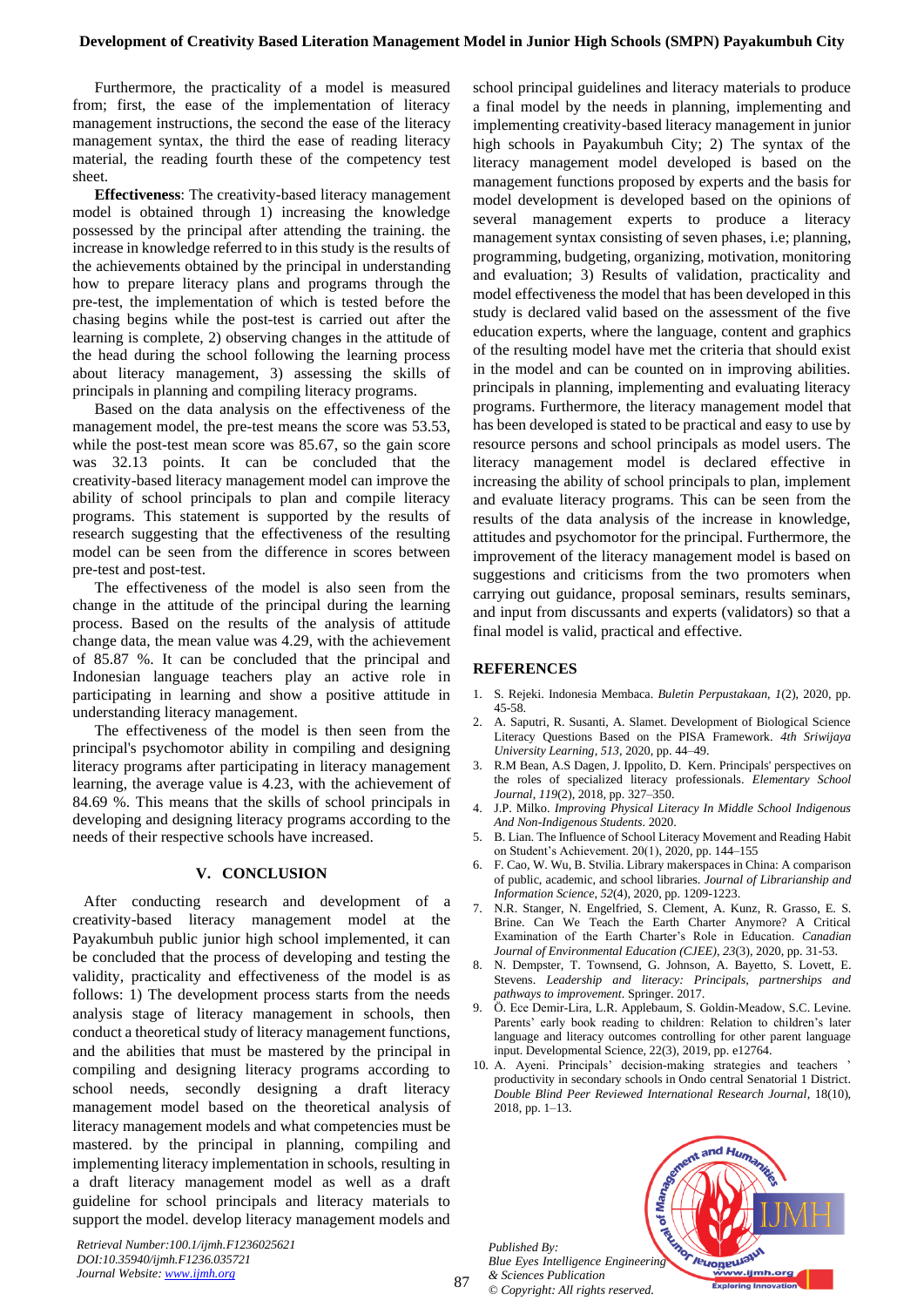Furthermore, the practicality of a model is measured from; first, the ease of the implementation of literacy management instructions, the second the ease of the literacy management syntax, the third the ease of reading literacy material, the reading fourth these of the competency test sheet.

**Effectiveness**: The creativity-based literacy management model is obtained through 1) increasing the knowledge possessed by the principal after attending the training. the increase in knowledge referred to in this study is the results of the achievements obtained by the principal in understanding how to prepare literacy plans and programs through the pre-test, the implementation of which is tested before the chasing begins while the post-test is carried out after the learning is complete, 2) observing changes in the attitude of the head during the school following the learning process about literacy management, 3) assessing the skills of principals in planning and compiling literacy programs.

Based on the data analysis on the effectiveness of the management model, the pre-test means the score was 53.53, while the post-test mean score was 85.67, so the gain score was 32.13 points. It can be concluded that the creativity-based literacy management model can improve the ability of school principals to plan and compile literacy programs. This statement is supported by the results of research suggesting that the effectiveness of the resulting model can be seen from the difference in scores between pre-test and post-test.

The effectiveness of the model is also seen from the change in the attitude of the principal during the learning process. Based on the results of the analysis of attitude change data, the mean value was 4.29, with the achievement of 85.87 %. It can be concluded that the principal and Indonesian language teachers play an active role in participating in learning and show a positive attitude in understanding literacy management.

The effectiveness of the model is then seen from the principal's psychomotor ability in compiling and designing literacy programs after participating in literacy management learning, the average value is 4.23, with the achievement of 84.69 %. This means that the skills of school principals in developing and designing literacy programs according to the needs of their respective schools have increased.

## V. CONCLUSION

After conducting research and development of a creativity-based literacy management model at the Payakumbuh public junior high school implemented, it can be concluded that the process of developing and testing the validity, practicality and effectiveness of the model is as follows: 1) The development process starts from the needs analysis stage of literacy management in schools, then conduct a theoretical study of literacy management functions, and the abilities that must be mastered by the principal in compiling and designing literacy programs according to school needs, secondly designing a draft literacy management model based on the theoretical analysis of literacy management models and what competencies must be mastered. by the principal in planning, compiling and implementing literacy implementation in schools, resulting in a draft literacy management model as well as a draft guideline for school principals and literacy materials to support the model. develop literacy management models and school principal guidelines and literacy materials to produce a final model by the needs in planning, implementing and implementing creativity-based literacy management in junior high schools in Payakumbuh City; 2) The syntax of the literacy management model developed is based on the management functions proposed by experts and the basis for model development is developed based on the opinions of several management experts to produce a literacy management syntax consisting of seven phases, i.e; planning, programming, budgeting, organizing, motivation, monitoring and evaluation; 3) Results of validation, practicality and model effectiveness the model that has been developed in this study is declared valid based on the assessment of the five education experts, where the language, content and graphics of the resulting model have met the criteria that should exist in the model and can be counted on in improving abilities. principals in planning, implementing and evaluating literacy programs. Furthermore, the literacy management model that has been developed is stated to be practical and easy to use by resource persons and school principals as model users. The literacy management model is declared effective in increasing the ability of school principals to plan, implement and evaluate literacy programs. This can be seen from the results of the data analysis of the increase in knowledge, attitudes and psychomotor for the principal. Furthermore, the improvement of the literacy management model is based on suggestions and criticisms from the two promoters when carrying out guidance, proposal seminars, results seminars, and input from discussants and experts (validators) so that a final model is valid, practical and effective.

## REFERENCES

1. S. Rejeki. Indonesia Membaca. *Buletin Perpustakaan*, *1*(2), 2020, pp. 45-58.
2. A. Saputri, R. Susanti, A. Slamet. Development of Biological Science Literacy Questions Based on the PISA Framework. *4th Sriwijaya University Learning*, *513*, 2020, pp. 44–49.
3. R.M Bean, A.S Dagen, J. Ippolito, D. Kern. Principals' perspectives on the roles of specialized literacy professionals. *Elementary School Journal*, *119*(2), 2018, pp. 327–350.
4. J.P. Milko. *Improving Physical Literacy In Middle School Indigenous And Non-Indigenous Students*. 2020.
5. B. Lian. The Influence of School Literacy Movement and Reading Habit on Student's Achievement. 20(1), 2020, pp. 144–155
6. F. Cao, W. Wu, B. Stvilia. Library makerspaces in China: A comparison of public, academic, and school libraries. *Journal of Librarianship and Information Science*, *52*(4), 2020, pp. 1209-1223.
7. N.R. Stanger, N. Engelfried, S. Clement, A. Kunz, R. Grasso, E. S. Brine. Can We Teach the Earth Charter Anymore? A Critical Examination of the Earth Charter's Role in Education. *Canadian Journal of Environmental Education (CJEE)*, *23*(3), 2020, pp. 31-53.
8. N. Dempster, T. Townsend, G. Johnson, A. Bayetto, S. Lovett, E. Stevens. *Leadership and literacy: Principals, partnerships and pathways to improvement*. Springer. 2017.
9. Ö. Ece Demir-Lira, L.R. Applebaum, S. Goldin-Meadow, S.C. Levine. Parents' early book reading to children: Relation to children's later language and literacy outcomes controlling for other parent language input. Developmental Science, 22(3), 2019, pp. e12764.
10. A. Ayeni. Principals' decision-making strategies and teachers ' productivity in secondary schools in Ondo central Senatorial 1 District. *Double Blind Peer Reviewed International Research Journal*, 18(10), 2018, pp. 1–13.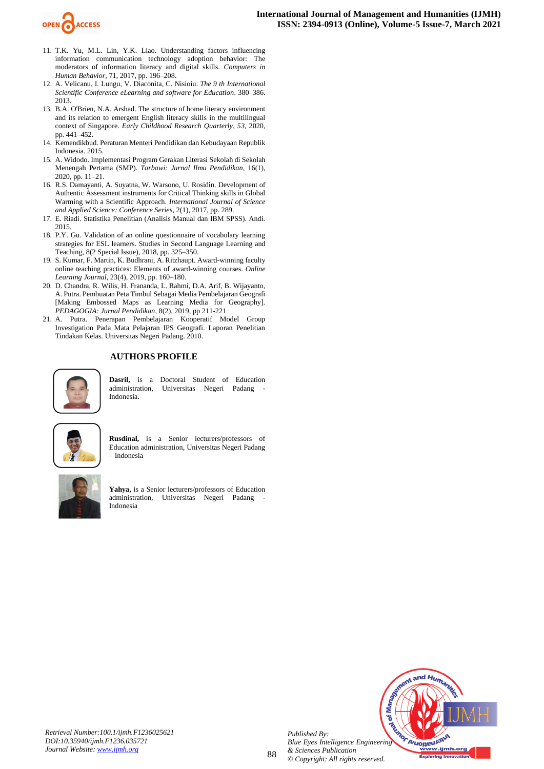11. T.K. Yu, M.L. Lin, Y.K. Liao. Understanding factors influencing information communication technology adoption behavior: The moderators of information literacy and digital skills. *Computers in Human Behavior*, 71, 2017, pp. 196–208.
12. A. Velicanu, I. Lungu, V. Diaconita, C. Nisioiu. *The 9 th International Scientific Conference eLearning and software for Education*. 380–386. 2013.
13. B.A. O'Brien, N.A. Arshad. The structure of home literacy environment and its relation to emergent English literacy skills in the multilingual context of Singapore. *Early Childhood Research Quarterly*, *53*, 2020, pp. 441–452.
14. Kemendikbud. Peraturan Menteri Pendidikan dan Kebudayaan Republik Indonesia. 2015.
15. A. Widodo. Implementasi Program Gerakan Literasi Sekolah di Sekolah Menengah Pertama (SMP). *Tarbawi: Jurnal Ilmu Pendidikan*, 16(1), 2020, pp. 11–21.
16. R.S. Damayanti, A. Suyatna, W. Warsono, U. Rosidin. Development of Authentic Assessment instruments for Critical Thinking skills in Global Warming with a Scientific Approach. *International Journal of Science and Applied Science: Conference Series*, 2(1), 2017, pp. 289.
17. E. Riadi. Statistika Penelitian (Analisis Manual dan IBM SPSS). Andi. 2015.
18. P.Y. Gu. Validation of an online questionnaire of vocabulary learning strategies for ESL learners. Studies in Second Language Learning and Teaching, 8(2 Special Issue), 2018, pp. 325–350.
19. S. Kumar, F. Martin, K. Budhrani, A. Ritzhaupt. Award-winning faculty online teaching practices: Elements of award-winning courses. *Online Learning Journal*, 23(4), 2019, pp. 160–180.
20. D. Chandra, R. Wilis, H. Frananda, L. Rahmi, D.A. Arif, B. Wijayanto, A. Putra. Pembuatan Peta Timbul Sebagai Media Pembelajaran Geografi [Making Embossed Maps as Learning Media for Geography]. *PEDAGOGIA: Jurnal Pendidikan*, 8(2), 2019, pp 211-221
21. A. Putra. Penerapan Pembelajaran Kooperatif Model Group Investigation Pada Mata Pelajaran IPS Geografi. Laporan Penelitian Tindakan Kelas. Universitas Negeri Padang. 2010.

## AUTHORS PROFILE

**Dasril,** is a Doctoral Student of Education administration, Universitas Negeri Padang - Indonesia.

**Rusdinal,** is a Senior lecturers/professors of Education administration, Universitas Negeri Padang – Indonesia

**Yahya,** is a Senior lecturers/professors of Education administration, Universitas Negeri Padang - Indonesia